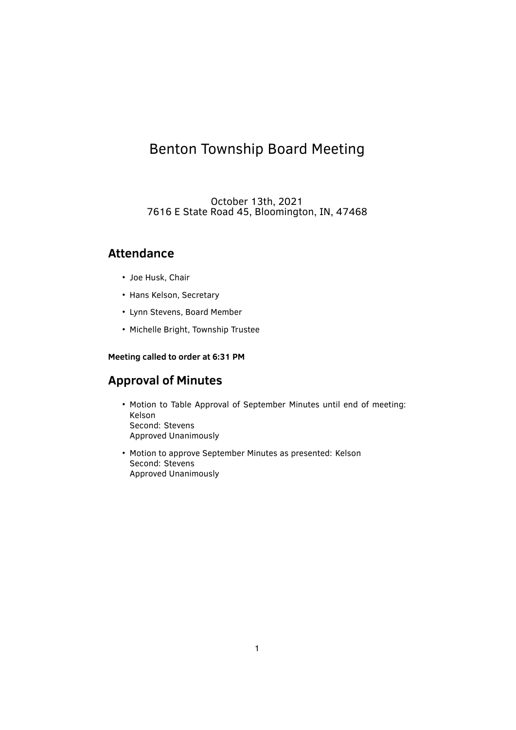# Benton Township Board Meeting

October 13th, 2021
7616 E State Road 45, Bloomington, IN, 47468

## Attendance

- Joe Husk, Chair
- Hans Kelson, Secretary
- Lynn Stevens, Board Member
- Michelle Bright, Township Trustee

**Meeting called to order at 6:31 PM**

## Approval of Minutes

- Motion to Table Approval of September Minutes until end of meeting: Kelson
  Second: Stevens
  Approved Unanimously
- Motion to approve September Minutes as presented: Kelson
  Second: Stevens
  Approved Unanimously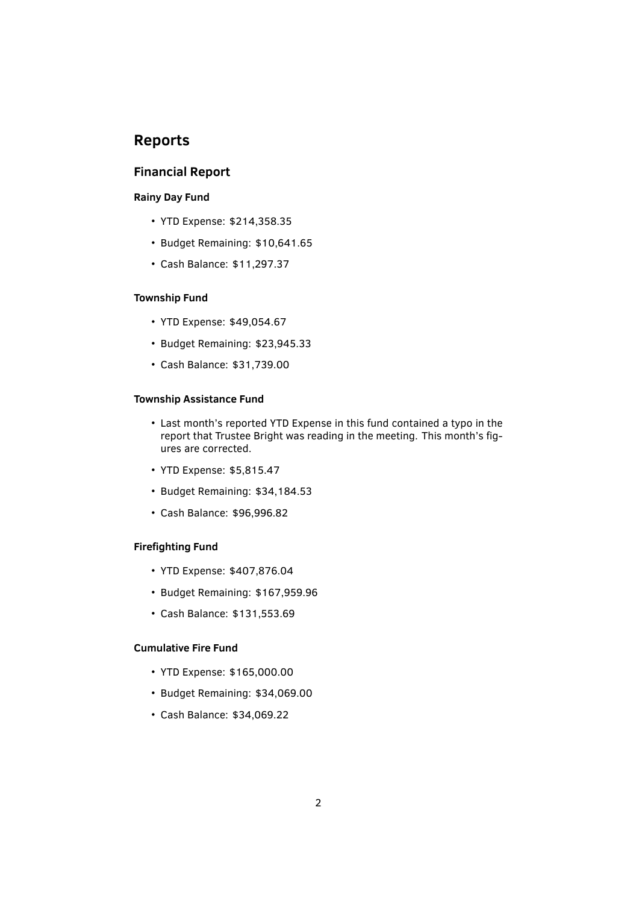# Reports

## Financial Report

### Rainy Day Fund

- YTD Expense: $214,358.35
- Budget Remaining: $10,641.65
- Cash Balance: $11,297.37

### Township Fund

- YTD Expense: $49,054.67
- Budget Remaining: $23,945.33
- Cash Balance: $31,739.00

### Township Assistance Fund

- Last month's reported YTD Expense in this fund contained a typo in the report that Trustee Bright was reading in the meeting. This month's figures are corrected.
- YTD Expense: $5,815.47
- Budget Remaining: $34,184.53
- Cash Balance: $96,996.82

### Firefighting Fund

- YTD Expense: $407,876.04
- Budget Remaining: $167,959.96
- Cash Balance: $131,553.69

### Cumulative Fire Fund

- YTD Expense: $165,000.00
- Budget Remaining: $34,069.00
- Cash Balance: $34,069.22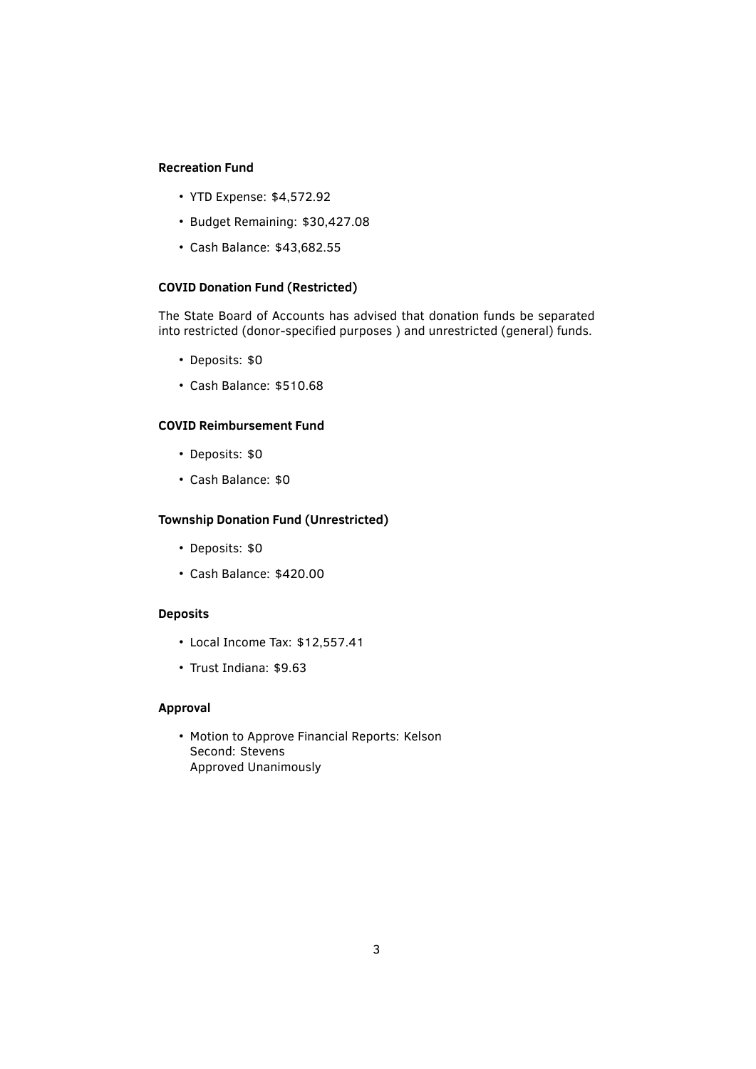**Recreation Fund**

- YTD Expense: $4,572.92
- Budget Remaining: $30,427.08
- Cash Balance: $43,682.55

**COVID Donation Fund (Restricted)**

The State Board of Accounts has advised that donation funds be separated into restricted (donor-specified purposes ) and unrestricted (general) funds.

- Deposits: $0
- Cash Balance: $510.68

**COVID Reimbursement Fund**

- Deposits: $0
- Cash Balance: $0

**Township Donation Fund (Unrestricted)**

- Deposits: $0
- Cash Balance: $420.00

**Deposits**

- Local Income Tax: $12,557.41
- Trust Indiana: $9.63

**Approval**

- Motion to Approve Financial Reports: Kelson
  Second: Stevens
  Approved Unanimously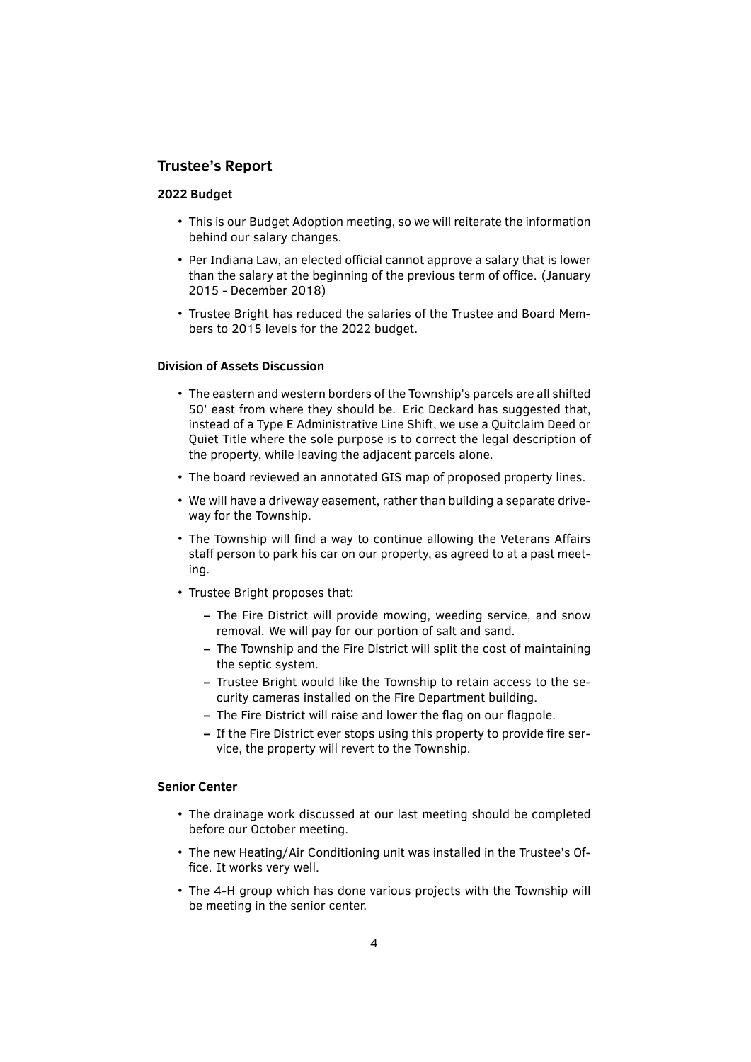## Trustee's Report

### 2022 Budget

- This is our Budget Adoption meeting, so we will reiterate the information behind our salary changes.
- Per Indiana Law, an elected official cannot approve a salary that is lower than the salary at the beginning of the previous term of office. (January 2015 - December 2018)
- Trustee Bright has reduced the salaries of the Trustee and Board Members to 2015 levels for the 2022 budget.

### Division of Assets Discussion

- The eastern and western borders of the Township's parcels are all shifted 50' east from where they should be. Eric Deckard has suggested that, instead of a Type E Administrative Line Shift, we use a Quitclaim Deed or Quiet Title where the sole purpose is to correct the legal description of the property, while leaving the adjacent parcels alone.
- The board reviewed an annotated GIS map of proposed property lines.
- We will have a driveway easement, rather than building a separate driveway for the Township.
- The Township will find a way to continue allowing the Veterans Affairs staff person to park his car on our property, as agreed to at a past meeting.
- Trustee Bright proposes that:
  - The Fire District will provide mowing, weeding service, and snow removal. We will pay for our portion of salt and sand.
  - The Township and the Fire District will split the cost of maintaining the septic system.
  - Trustee Bright would like the Township to retain access to the security cameras installed on the Fire Department building.
  - The Fire District will raise and lower the flag on our flagpole.
  - If the Fire District ever stops using this property to provide fire service, the property will revert to the Township.

### Senior Center

- The drainage work discussed at our last meeting should be completed before our October meeting.
- The new Heating/Air Conditioning unit was installed in the Trustee's Office. It works very well.
- The 4-H group which has done various projects with the Township will be meeting in the senior center.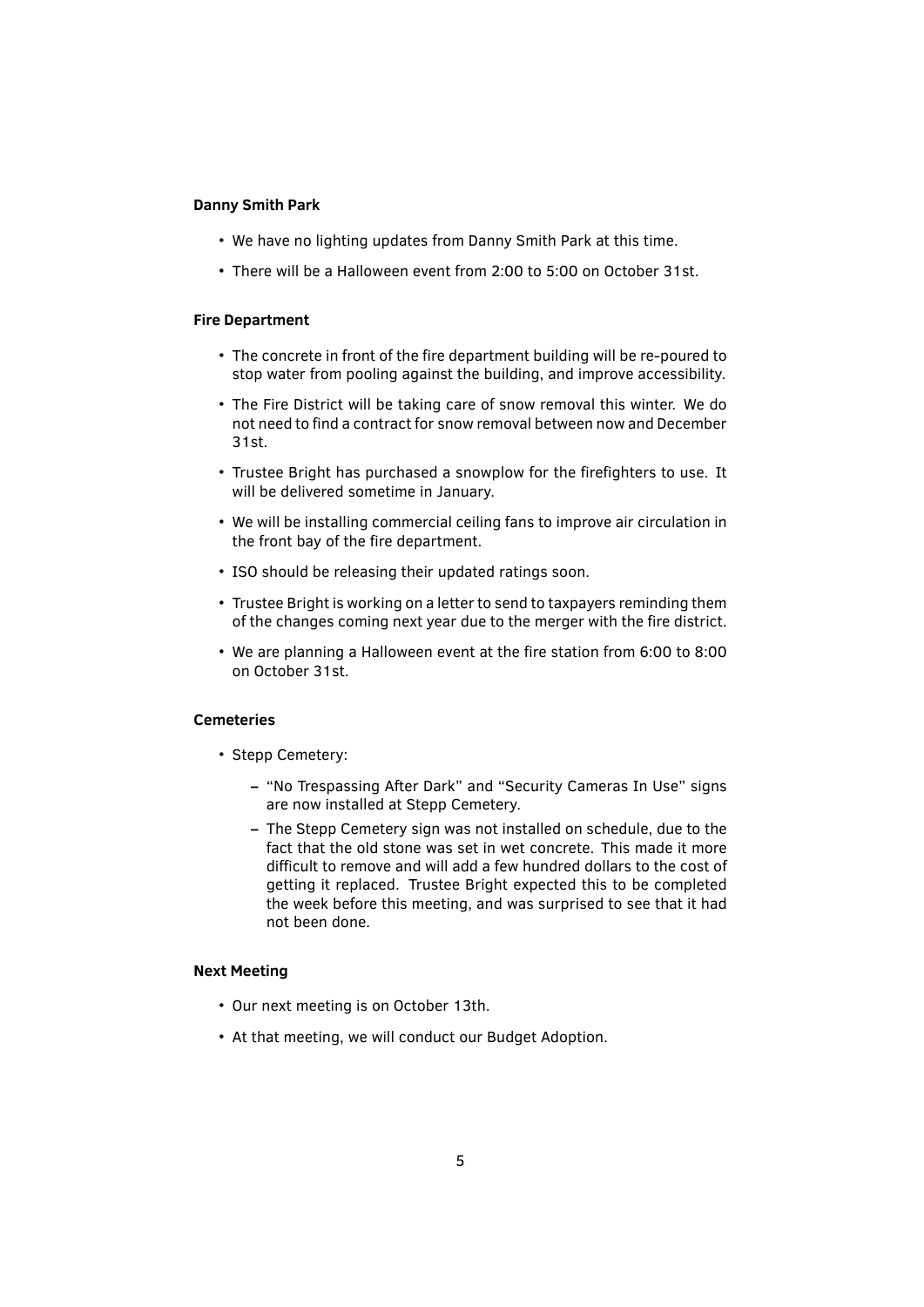**Danny Smith Park**

- We have no lighting updates from Danny Smith Park at this time.
- There will be a Halloween event from 2:00 to 5:00 on October 31st.

**Fire Department**

- The concrete in front of the fire department building will be re-poured to stop water from pooling against the building, and improve accessibility.
- The Fire District will be taking care of snow removal this winter. We do not need to find a contract for snow removal between now and December 31st.
- Trustee Bright has purchased a snowplow for the firefighters to use. It will be delivered sometime in January.
- We will be installing commercial ceiling fans to improve air circulation in the front bay of the fire department.
- ISO should be releasing their updated ratings soon.
- Trustee Bright is working on a letter to send to taxpayers reminding them of the changes coming next year due to the merger with the fire district.
- We are planning a Halloween event at the fire station from 6:00 to 8:00 on October 31st.

**Cemeteries**

- Stepp Cemetery:
  - "No Trespassing After Dark" and "Security Cameras In Use" signs are now installed at Stepp Cemetery.
  - The Stepp Cemetery sign was not installed on schedule, due to the fact that the old stone was set in wet concrete. This made it more difficult to remove and will add a few hundred dollars to the cost of getting it replaced. Trustee Bright expected this to be completed the week before this meeting, and was surprised to see that it had not been done.

**Next Meeting**

- Our next meeting is on October 13th.
- At that meeting, we will conduct our Budget Adoption.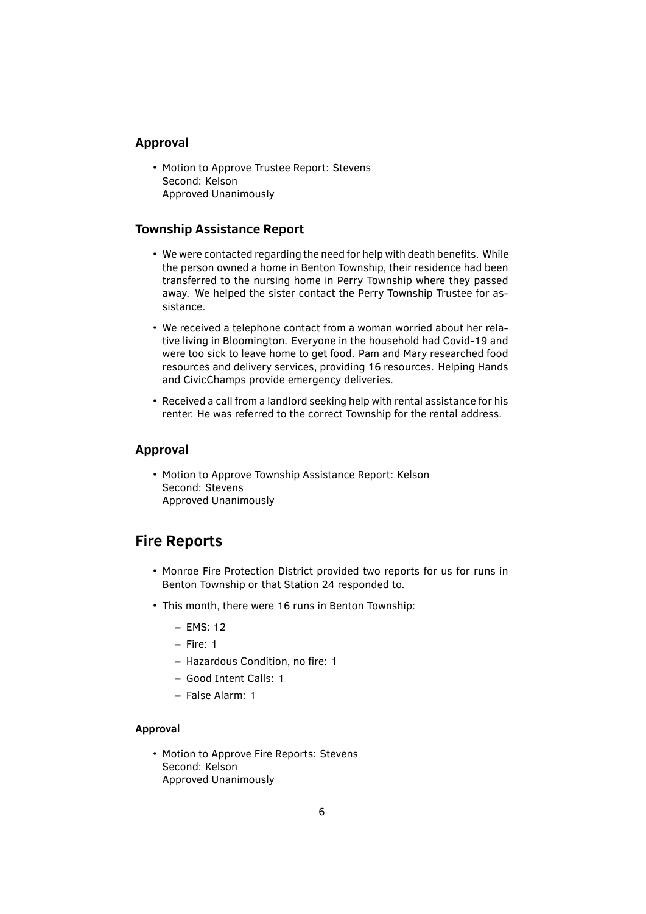### Approval

- Motion to Approve Trustee Report: Stevens
  Second: Kelson
  Approved Unanimously

### Township Assistance Report

- We were contacted regarding the need for help with death benefits. While the person owned a home in Benton Township, their residence had been transferred to the nursing home in Perry Township where they passed away. We helped the sister contact the Perry Township Trustee for assistance.
- We received a telephone contact from a woman worried about her relative living in Bloomington. Everyone in the household had Covid-19 and were too sick to leave home to get food. Pam and Mary researched food resources and delivery services, providing 16 resources. Helping Hands and CivicChamps provide emergency deliveries.
- Received a call from a landlord seeking help with rental assistance for his renter. He was referred to the correct Township for the rental address.

### Approval

- Motion to Approve Township Assistance Report: Kelson
  Second: Stevens
  Approved Unanimously

## Fire Reports

- Monroe Fire Protection District provided two reports for us for runs in Benton Township or that Station 24 responded to.
- This month, there were 16 runs in Benton Township:
  - EMS: 12
  - Fire: 1
  - Hazardous Condition, no fire: 1
  - Good Intent Calls: 1
  - False Alarm: 1

#### Approval

- Motion to Approve Fire Reports: Stevens
  Second: Kelson
  Approved Unanimously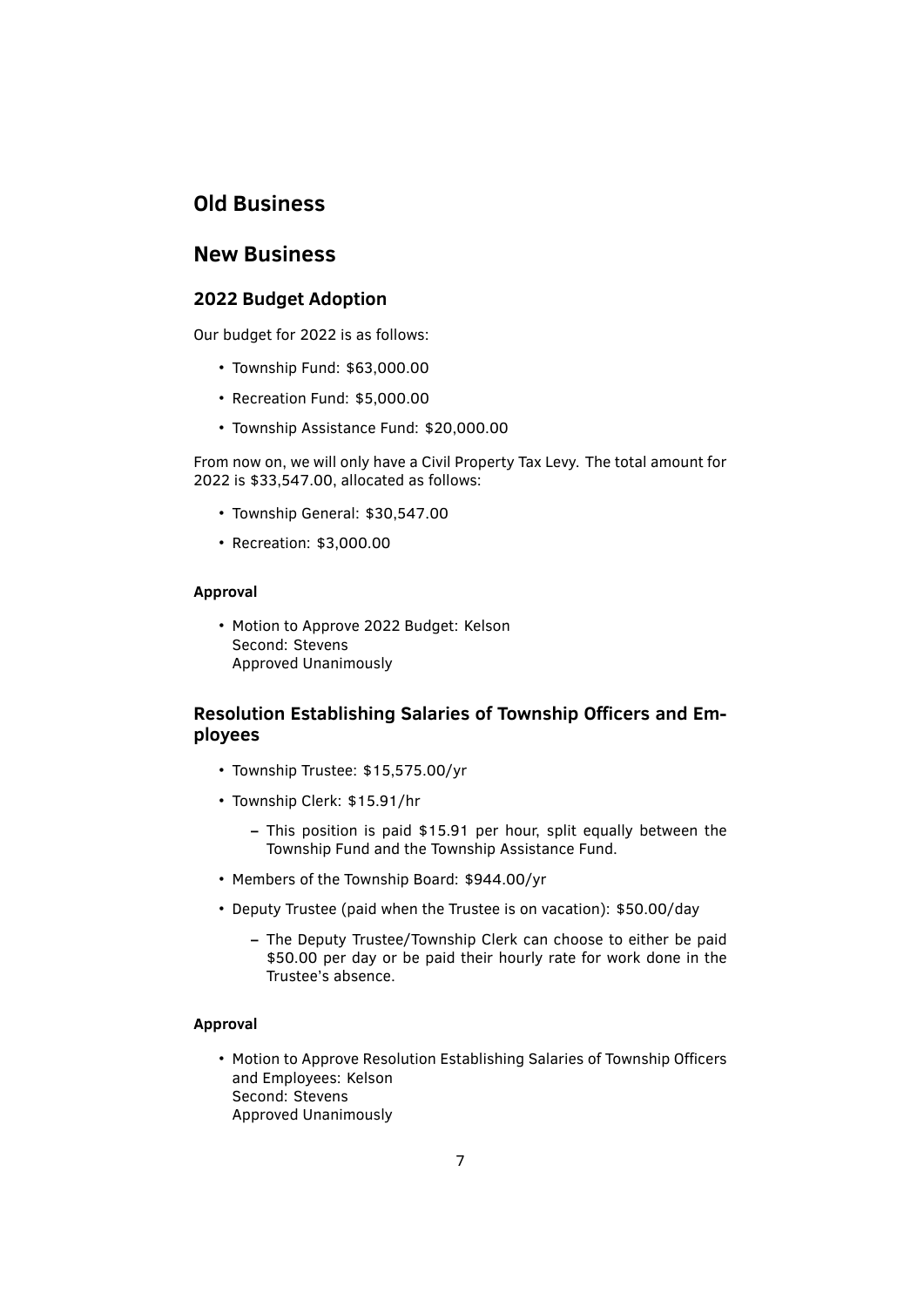## Old Business

## New Business

### 2022 Budget Adoption

Our budget for 2022 is as follows:

- Township Fund: $63,000.00
- Recreation Fund: $5,000.00
- Township Assistance Fund: $20,000.00

From now on, we will only have a Civil Property Tax Levy. The total amount for 2022 is $33,547.00, allocated as follows:

- Township General: $30,547.00
- Recreation: $3,000.00

#### Approval

- Motion to Approve 2022 Budget: Kelson
  Second: Stevens
  Approved Unanimously

### Resolution Establishing Salaries of Township Officers and Employees

- Township Trustee: $15,575.00/yr
- Township Clerk: $15.91/hr
  - This position is paid $15.91 per hour, split equally between the Township Fund and the Township Assistance Fund.
- Members of the Township Board: $944.00/yr
- Deputy Trustee (paid when the Trustee is on vacation): $50.00/day
  - The Deputy Trustee/Township Clerk can choose to either be paid $50.00 per day or be paid their hourly rate for work done in the Trustee's absence.

#### Approval

- Motion to Approve Resolution Establishing Salaries of Township Officers and Employees: Kelson
  Second: Stevens
  Approved Unanimously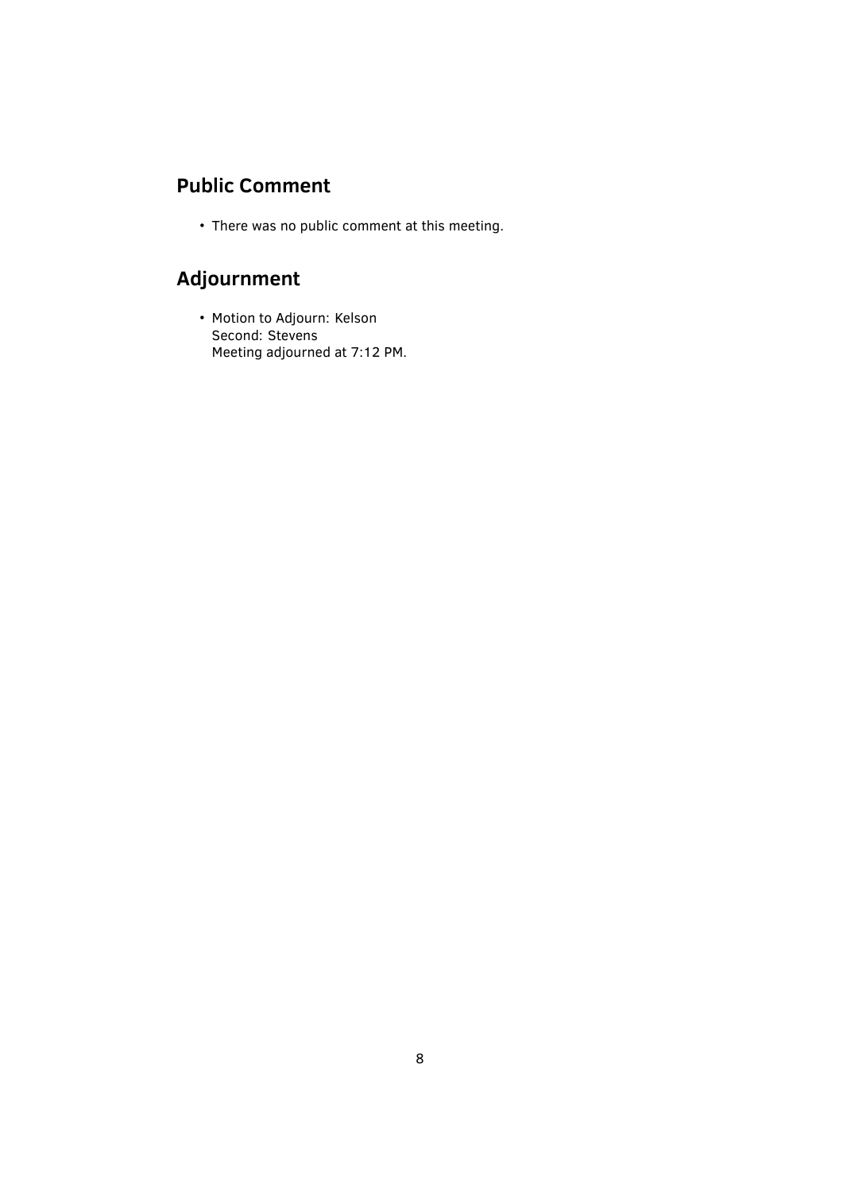## Public Comment

- There was no public comment at this meeting.

## Adjournment

- Motion to Adjourn: Kelson
  Second: Stevens
  Meeting adjourned at 7:12 PM.